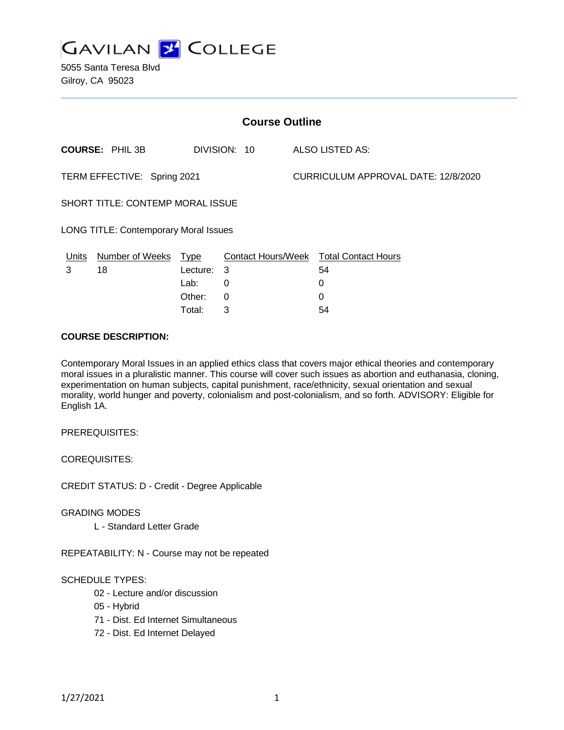# GAVILAN COLLEGE

5055 Santa Teresa Blvd
Gilroy, CA 95023

## Course Outline

**COURSE:** PHIL 3B DIVISION: 10 ALSO LISTED AS:

TERM EFFECTIVE: Spring 2021 CURRICULUM APPROVAL DATE: 12/8/2020

SHORT TITLE: CONTEMP MORAL ISSUE

LONG TITLE: Contemporary Moral Issues

| Units | Number of Weeks | Type | Contact Hours/Week | Total Contact Hours |
|---|---|---|---|---|
| 3 | 18 | Lecture: | 3 | 54 |
| | | Lab: | 0 | 0 |
| | | Other: | 0 | 0 |
| | | Total: | 3 | 54 |

**COURSE DESCRIPTION:**

Contemporary Moral Issues in an applied ethics class that covers major ethical theories and contemporary moral issues in a pluralistic manner. This course will cover such issues as abortion and euthanasia, cloning, experimentation on human subjects, capital punishment, race/ethnicity, sexual orientation and sexual morality, world hunger and poverty, colonialism and post-colonialism, and so forth. ADVISORY: Eligible for English 1A.

PREREQUISITES:

COREQUISITES:

CREDIT STATUS: D - Credit - Degree Applicable

GRADING MODES

L - Standard Letter Grade

REPEATABILITY: N - Course may not be repeated

SCHEDULE TYPES:

02 - Lecture and/or discussion
05 - Hybrid
71 - Dist. Ed Internet Simultaneous
72 - Dist. Ed Internet Delayed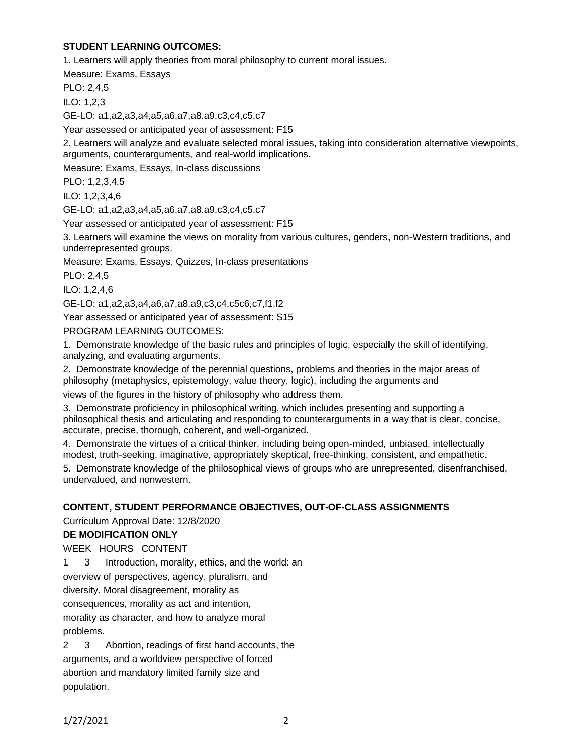**STUDENT LEARNING OUTCOMES:**

1. Learners will apply theories from moral philosophy to current moral issues.

Measure: Exams, Essays

PLO: 2,4,5

ILO: 1,2,3

GE-LO: a1,a2,a3,a4,a5,a6,a7,a8.a9,c3,c4,c5,c7

Year assessed or anticipated year of assessment: F15

2. Learners will analyze and evaluate selected moral issues, taking into consideration alternative viewpoints, arguments, counterarguments, and real-world implications.

Measure: Exams, Essays, In-class discussions

PLO: 1,2,3,4,5

ILO: 1,2,3,4,6

GE-LO: a1,a2,a3,a4,a5,a6,a7,a8.a9,c3,c4,c5,c7

Year assessed or anticipated year of assessment: F15

3. Learners will examine the views on morality from various cultures, genders, non-Western traditions, and underrepresented groups.

Measure: Exams, Essays, Quizzes, In-class presentations

PLO: 2,4,5

ILO: 1,2,4,6

GE-LO: a1,a2,a3,a4,a6,a7,a8.a9,c3,c4,c5c6,c7,f1,f2

Year assessed or anticipated year of assessment: S15

PROGRAM LEARNING OUTCOMES:

1. Demonstrate knowledge of the basic rules and principles of logic, especially the skill of identifying, analyzing, and evaluating arguments.
2. Demonstrate knowledge of the perennial questions, problems and theories in the major areas of philosophy (metaphysics, epistemology, value theory, logic), including the arguments and views of the figures in the history of philosophy who address them.
3. Demonstrate proficiency in philosophical writing, which includes presenting and supporting a philosophical thesis and articulating and responding to counterarguments in a way that is clear, concise, accurate, precise, thorough, coherent, and well-organized.
4. Demonstrate the virtues of a critical thinker, including being open-minded, unbiased, intellectually modest, truth-seeking, imaginative, appropriately skeptical, free-thinking, consistent, and empathetic.
5. Demonstrate knowledge of the philosophical views of groups who are unrepresented, disenfranchised, undervalued, and nonwestern.

**CONTENT, STUDENT PERFORMANCE OBJECTIVES, OUT-OF-CLASS ASSIGNMENTS**

Curriculum Approval Date: 12/8/2020

**DE MODIFICATION ONLY**

| WEEK | HOURS | CONTENT |
|---|---|---|
| 1 | 3 | Introduction, morality, ethics, and the world: an overview of perspectives, agency, pluralism, and diversity. Moral disagreement, morality as consequences, morality as act and intention, morality as character, and how to analyze moral problems. |
| 2 | 3 | Abortion, readings of first hand accounts, the arguments, and a worldview perspective of forced abortion and mandatory limited family size and population. |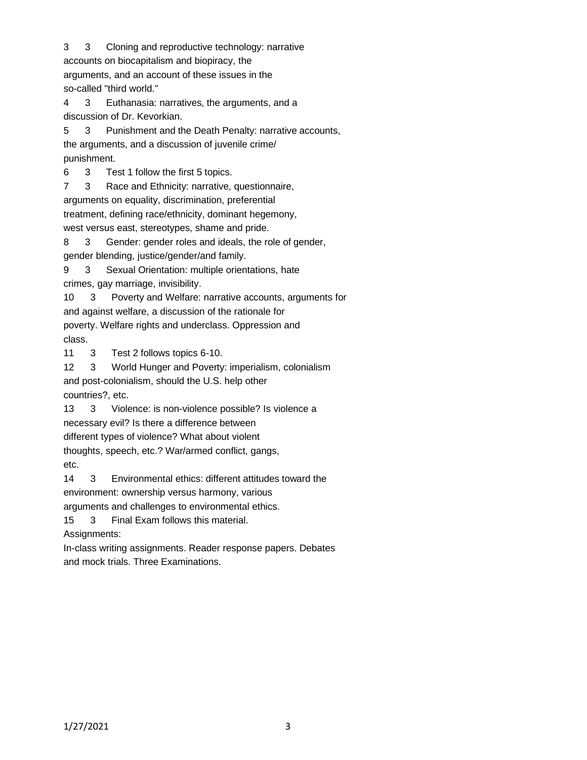3 3 Cloning and reproductive technology: narrative accounts on biocapitalism and biopiracy, the arguments, and an account of these issues in the so-called "third world."

4 3 Euthanasia: narratives, the arguments, and a discussion of Dr. Kevorkian.

5 3 Punishment and the Death Penalty: narrative accounts, the arguments, and a discussion of juvenile crime/ punishment.

6 3 Test 1 follow the first 5 topics.

7 3 Race and Ethnicity: narrative, questionnaire, arguments on equality, discrimination, preferential treatment, defining race/ethnicity, dominant hegemony, west versus east, stereotypes, shame and pride.

8 3 Gender: gender roles and ideals, the role of gender, gender blending, justice/gender/and family.

9 3 Sexual Orientation: multiple orientations, hate crimes, gay marriage, invisibility.

10 3 Poverty and Welfare: narrative accounts, arguments for and against welfare, a discussion of the rationale for poverty. Welfare rights and underclass. Oppression and class.

11 3 Test 2 follows topics 6-10.

12 3 World Hunger and Poverty: imperialism, colonialism and post-colonialism, should the U.S. help other countries?, etc.

13 3 Violence: is non-violence possible? Is violence a necessary evil? Is there a difference between different types of violence? What about violent thoughts, speech, etc.? War/armed conflict, gangs, etc.

14 3 Environmental ethics: different attitudes toward the environment: ownership versus harmony, various arguments and challenges to environmental ethics.

15 3 Final Exam follows this material.

Assignments:

In-class writing assignments. Reader response papers. Debates and mock trials. Three Examinations.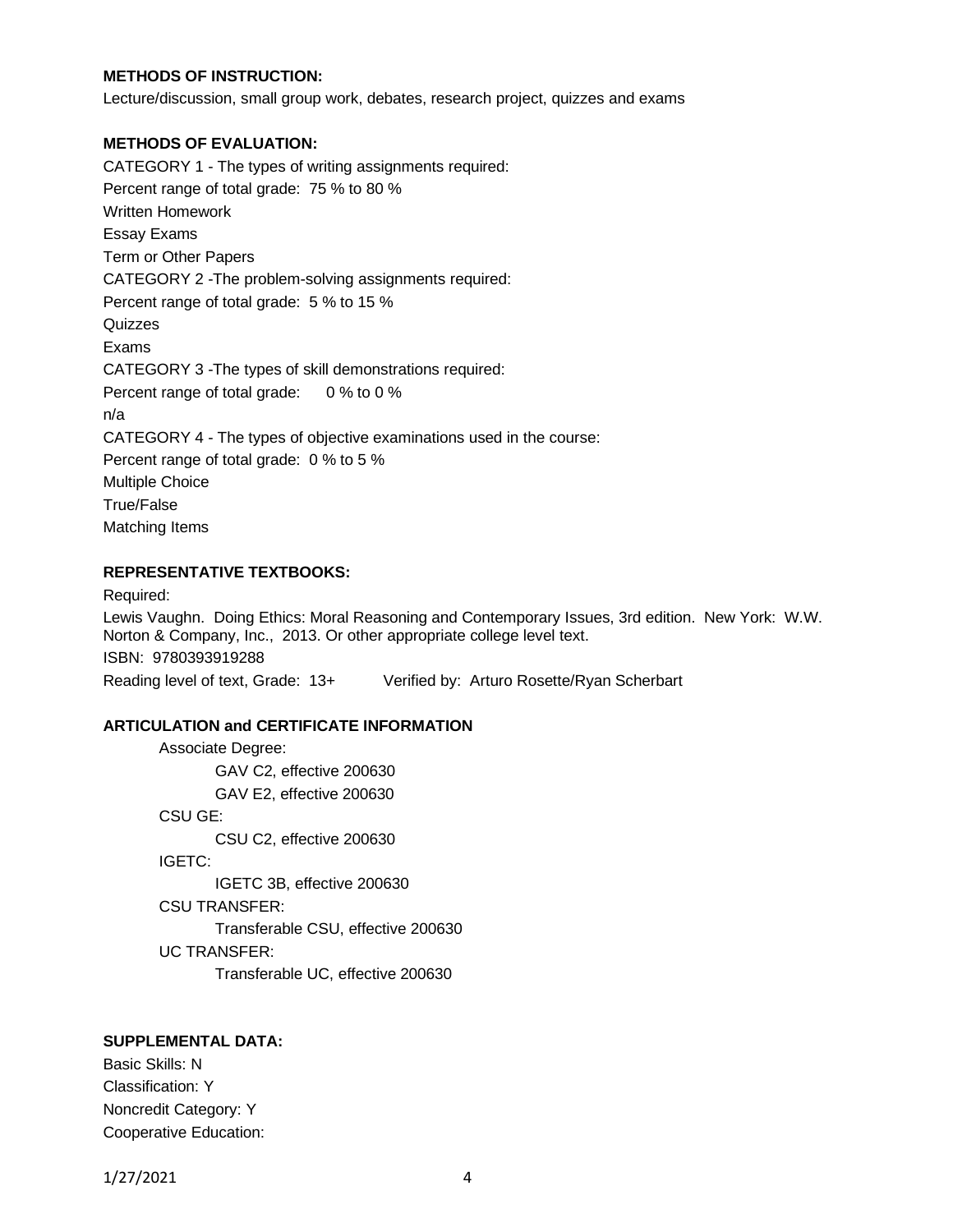**METHODS OF INSTRUCTION:**

Lecture/discussion, small group work, debates, research project, quizzes and exams

**METHODS OF EVALUATION:**

CATEGORY 1 - The types of writing assignments required:
Percent range of total grade: 75 % to 80 %
Written Homework
Essay Exams
Term or Other Papers

CATEGORY 2 -The problem-solving assignments required:
Percent range of total grade: 5 % to 15 %
Quizzes
Exams

CATEGORY 3 -The types of skill demonstrations required:
Percent range of total grade: 0 % to 0 %
n/a

CATEGORY 4 - The types of objective examinations used in the course:
Percent range of total grade: 0 % to 5 %
Multiple Choice
True/False
Matching Items

**REPRESENTATIVE TEXTBOOKS:**

Required:
Lewis Vaughn. Doing Ethics: Moral Reasoning and Contemporary Issues, 3rd edition. New York: W.W. Norton & Company, Inc., 2013. Or other appropriate college level text.
ISBN: 9780393919288
Reading level of text, Grade: 13+ Verified by: Arturo Rosette/Ryan Scherbart

**ARTICULATION and CERTIFICATE INFORMATION**

Associate Degree:
- GAV C2, effective 200630
- GAV E2, effective 200630

CSU GE:
- CSU C2, effective 200630

IGETC:
- IGETC 3B, effective 200630

CSU TRANSFER:
- Transferable CSU, effective 200630

UC TRANSFER:
- Transferable UC, effective 200630

**SUPPLEMENTAL DATA:**

Basic Skills: N
Classification: Y
Noncredit Category: Y
Cooperative Education: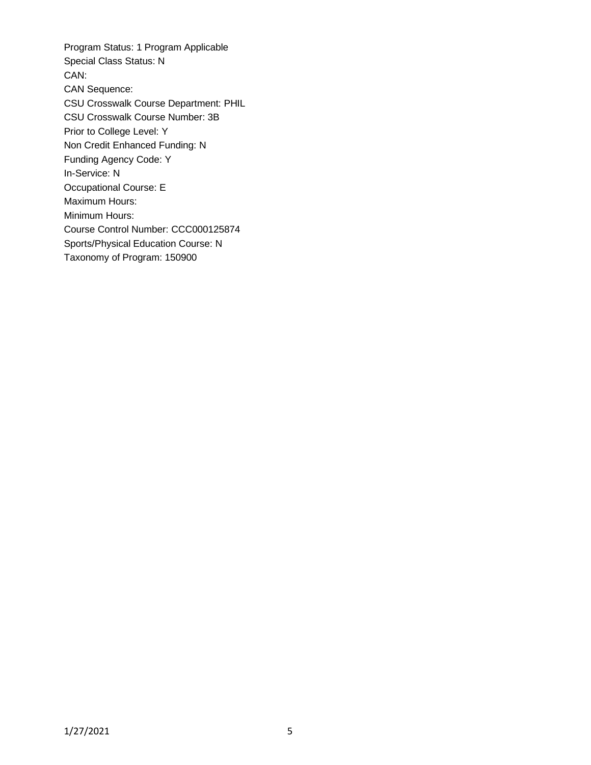Program Status: 1 Program Applicable
Special Class Status: N
CAN:
CAN Sequence:
CSU Crosswalk Course Department: PHIL
CSU Crosswalk Course Number: 3B
Prior to College Level: Y
Non Credit Enhanced Funding: N
Funding Agency Code: Y
In-Service: N
Occupational Course: E
Maximum Hours:
Minimum Hours:
Course Control Number: CCC000125874
Sports/Physical Education Course: N
Taxonomy of Program: 150900